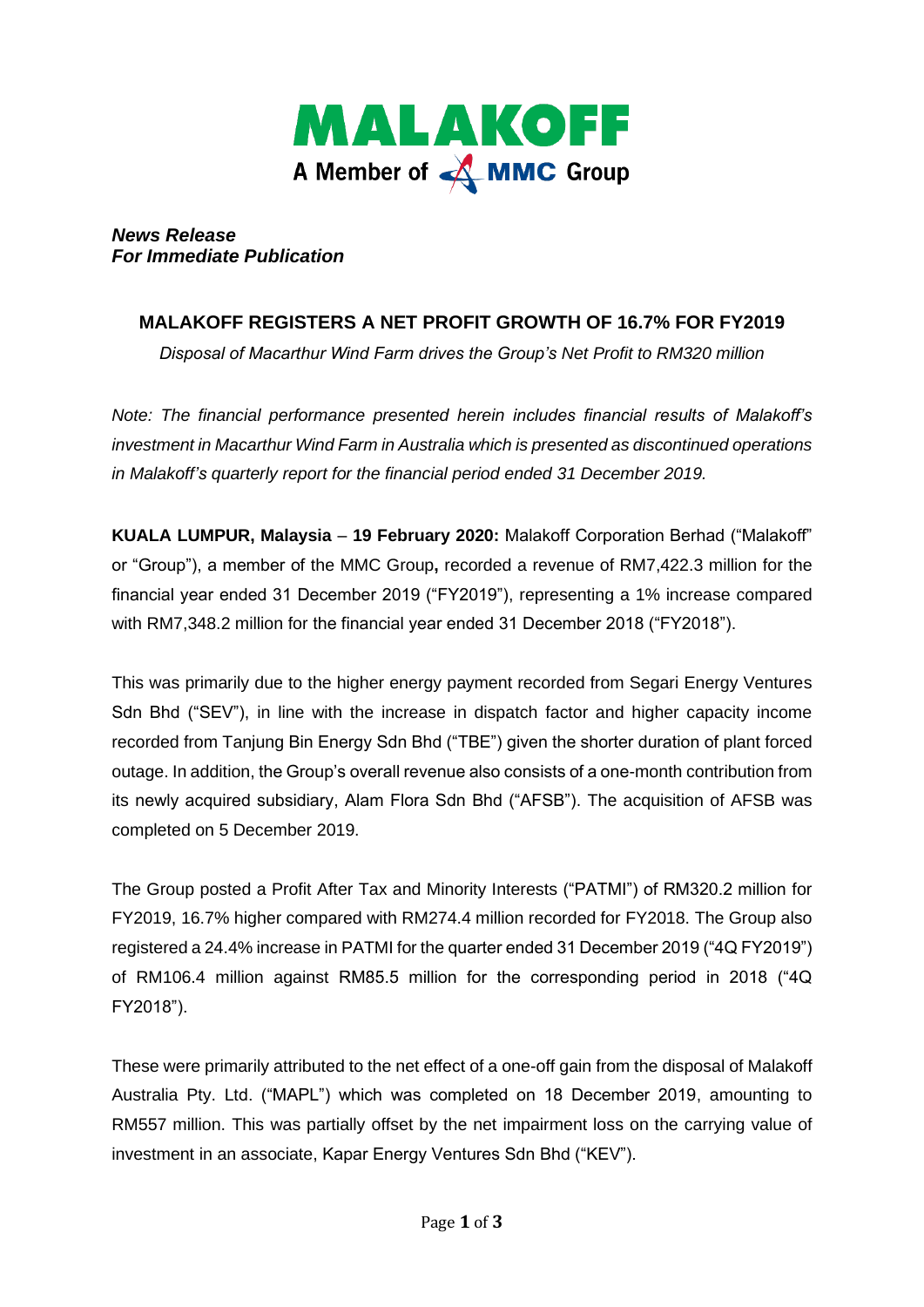**MALAKOFF**
A Member of MMC Group

***News Release***
***For Immediate Publication***

## MALAKOFF REGISTERS A NET PROFIT GROWTH OF 16.7% FOR FY2019

*Disposal of Macarthur Wind Farm drives the Group's Net Profit to RM320 million*

*Note: The financial performance presented herein includes financial results of Malakoff's investment in Macarthur Wind Farm in Australia which is presented as discontinued operations in Malakoff's quarterly report for the financial period ended 31 December 2019.*

**KUALA LUMPUR, Malaysia** – **19 February 2020:** Malakoff Corporation Berhad ("Malakoff" or "Group"), a member of the MMC Group**,** recorded a revenue of RM7,422.3 million for the financial year ended 31 December 2019 ("FY2019"), representing a 1% increase compared with RM7,348.2 million for the financial year ended 31 December 2018 ("FY2018").

This was primarily due to the higher energy payment recorded from Segari Energy Ventures Sdn Bhd ("SEV"), in line with the increase in dispatch factor and higher capacity income recorded from Tanjung Bin Energy Sdn Bhd ("TBE") given the shorter duration of plant forced outage. In addition, the Group's overall revenue also consists of a one-month contribution from its newly acquired subsidiary, Alam Flora Sdn Bhd ("AFSB"). The acquisition of AFSB was completed on 5 December 2019.

The Group posted a Profit After Tax and Minority Interests ("PATMI") of RM320.2 million for FY2019, 16.7% higher compared with RM274.4 million recorded for FY2018. The Group also registered a 24.4% increase in PATMI for the quarter ended 31 December 2019 ("4Q FY2019") of RM106.4 million against RM85.5 million for the corresponding period in 2018 ("4Q FY2018").

These were primarily attributed to the net effect of a one-off gain from the disposal of Malakoff Australia Pty. Ltd. ("MAPL") which was completed on 18 December 2019, amounting to RM557 million. This was partially offset by the net impairment loss on the carrying value of investment in an associate, Kapar Energy Ventures Sdn Bhd ("KEV").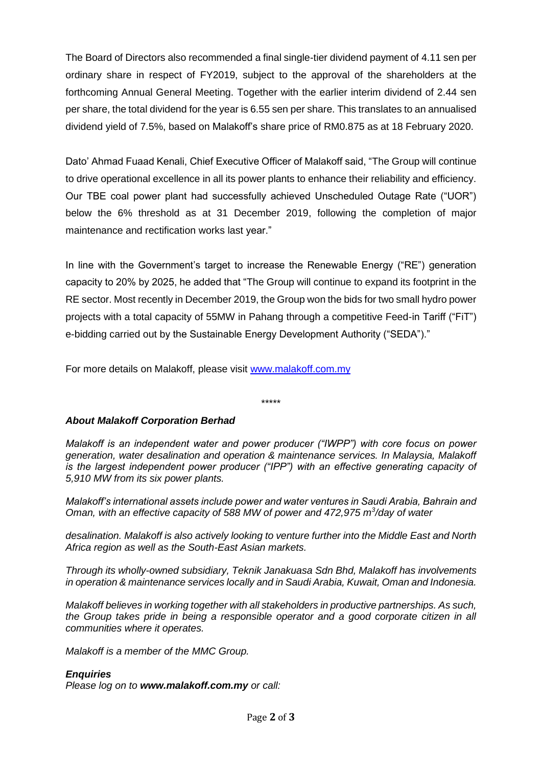The Board of Directors also recommended a final single-tier dividend payment of 4.11 sen per ordinary share in respect of FY2019, subject to the approval of the shareholders at the forthcoming Annual General Meeting. Together with the earlier interim dividend of 2.44 sen per share, the total dividend for the year is 6.55 sen per share. This translates to an annualised dividend yield of 7.5%, based on Malakoff's share price of RM0.875 as at 18 February 2020.

Dato' Ahmad Fuaad Kenali, Chief Executive Officer of Malakoff said, "The Group will continue to drive operational excellence in all its power plants to enhance their reliability and efficiency. Our TBE coal power plant had successfully achieved Unscheduled Outage Rate ("UOR") below the 6% threshold as at 31 December 2019, following the completion of major maintenance and rectification works last year."

In line with the Government's target to increase the Renewable Energy ("RE") generation capacity to 20% by 2025, he added that "The Group will continue to expand its footprint in the RE sector. Most recently in December 2019, the Group won the bids for two small hydro power projects with a total capacity of 55MW in Pahang through a competitive Feed-in Tariff ("FiT") e-bidding carried out by the Sustainable Energy Development Authority ("SEDA")."

For more details on Malakoff, please visit [www.malakoff.com.my](http://www.malakoff.com.my)

*****

### *About Malakoff Corporation Berhad*

*Malakoff is an independent water and power producer ("IWPP") with core focus on power generation, water desalination and operation & maintenance services. In Malaysia, Malakoff is the largest independent power producer ("IPP") with an effective generating capacity of 5,910 MW from its six power plants.*

*Malakoff's international assets include power and water ventures in Saudi Arabia, Bahrain and Oman, with an effective capacity of 588 MW of power and 472,975 $m^3$/day of water desalination. Malakoff is also actively looking to venture further into the Middle East and North Africa region as well as the South-East Asian markets.*

*Through its wholly-owned subsidiary, Teknik Janakuasa Sdn Bhd, Malakoff has involvements in operation & maintenance services locally and in Saudi Arabia, Kuwait, Oman and Indonesia.*

*Malakoff believes in working together with all stakeholders in productive partnerships. As such, the Group takes pride in being a responsible operator and a good corporate citizen in all communities where it operates.*

*Malakoff is a member of the MMC Group.*

***Enquiries***

*Please log on to **www.malakoff.com.my** or call:*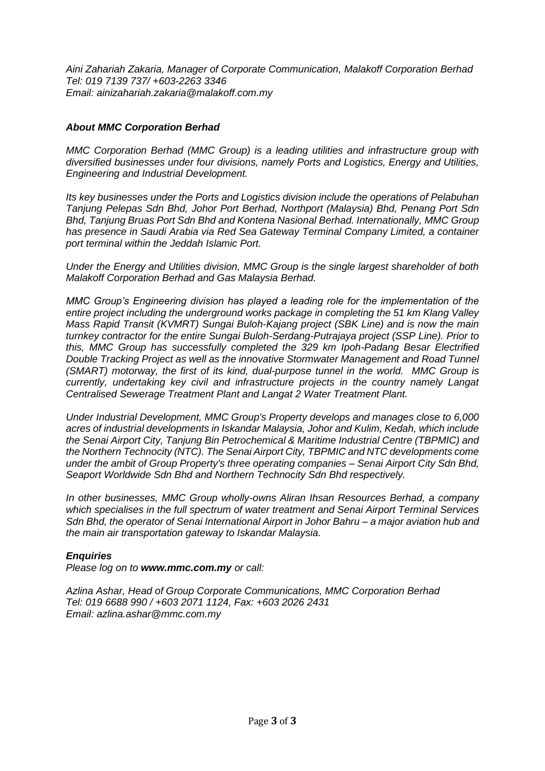*Aini Zahariah Zakaria, Manager of Corporate Communication, Malakoff Corporation Berhad*
*Tel: 019 7139 737/ +603-2263 3346*
*Email: ainizahariah.zakaria@malakoff.com.my*

### ***About MMC Corporation Berhad***

*MMC Corporation Berhad (MMC Group) is a leading utilities and infrastructure group with diversified businesses under four divisions, namely Ports and Logistics, Energy and Utilities, Engineering and Industrial Development.*

*Its key businesses under the Ports and Logistics division include the operations of Pelabuhan Tanjung Pelepas Sdn Bhd, Johor Port Berhad, Northport (Malaysia) Bhd, Penang Port Sdn Bhd, Tanjung Bruas Port Sdn Bhd and Kontena Nasional Berhad. Internationally, MMC Group has presence in Saudi Arabia via Red Sea Gateway Terminal Company Limited, a container port terminal within the Jeddah Islamic Port.*

*Under the Energy and Utilities division, MMC Group is the single largest shareholder of both Malakoff Corporation Berhad and Gas Malaysia Berhad.*

*MMC Group's Engineering division has played a leading role for the implementation of the entire project including the underground works package in completing the 51 km Klang Valley Mass Rapid Transit (KVMRT) Sungai Buloh-Kajang project (SBK Line) and is now the main turnkey contractor for the entire Sungai Buloh-Serdang-Putrajaya project (SSP Line). Prior to this, MMC Group has successfully completed the 329 km Ipoh-Padang Besar Electrified Double Tracking Project as well as the innovative Stormwater Management and Road Tunnel (SMART) motorway, the first of its kind, dual-purpose tunnel in the world. MMC Group is currently, undertaking key civil and infrastructure projects in the country namely Langat Centralised Sewerage Treatment Plant and Langat 2 Water Treatment Plant.*

*Under Industrial Development, MMC Group's Property develops and manages close to 6,000 acres of industrial developments in Iskandar Malaysia, Johor and Kulim, Kedah, which include the Senai Airport City, Tanjung Bin Petrochemical & Maritime Industrial Centre (TBPMIC) and the Northern Technocity (NTC). The Senai Airport City, TBPMIC and NTC developments come under the ambit of Group Property's three operating companies – Senai Airport City Sdn Bhd, Seaport Worldwide Sdn Bhd and Northern Technocity Sdn Bhd respectively.*

*In other businesses, MMC Group wholly-owns Aliran Ihsan Resources Berhad, a company which specialises in the full spectrum of water treatment and Senai Airport Terminal Services Sdn Bhd, the operator of Senai International Airport in Johor Bahru – a major aviation hub and the main air transportation gateway to Iskandar Malaysia.*

### ***Enquiries***

*Please log on to **www.mmc.com.my** or call:*

*Azlina Ashar, Head of Group Corporate Communications, MMC Corporation Berhad*
*Tel: 019 6688 990 / +603 2071 1124, Fax: +603 2026 2431*
*Email: azlina.ashar@mmc.com.my*